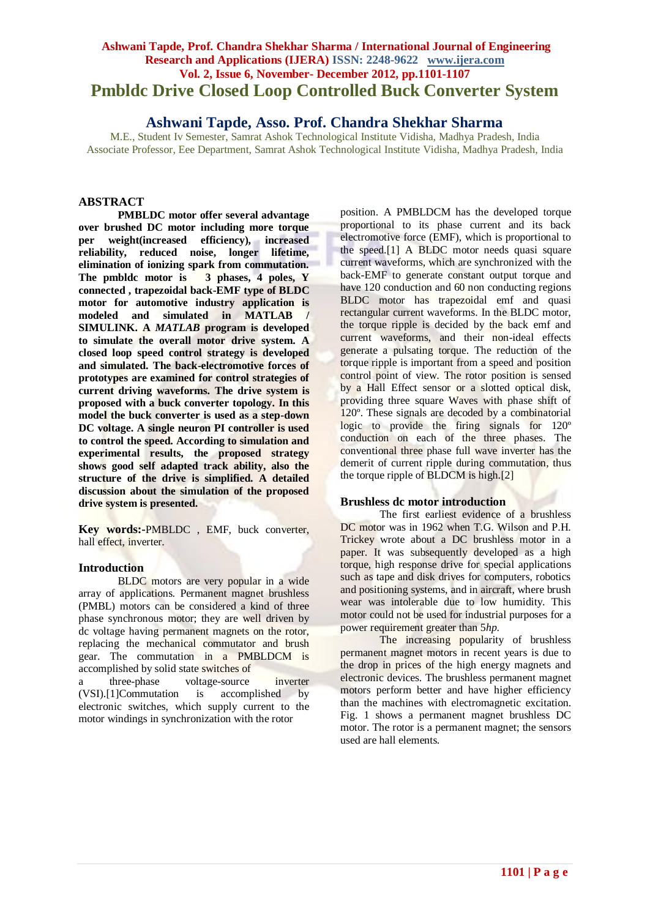# Pmbldc Drive Closed Loop Controlled Buck Converter System

## Ashwani Tapde, Asso. Prof. Chandra Shekhar Sharma

M.E., Student Iv Semester, Samrat Ashok Technological Institute Vidisha, Madhya Pradesh, India
Associate Professor, Eee Department, Samrat Ashok Technological Institute Vidisha, Madhya Pradesh, India

## ABSTRACT

**PMBLDC motor offer several advantage over brushed DC motor including more torque per weight(increased efficiency), increased reliability, reduced noise, longer lifetime, elimination of ionizing spark from commutation. The pmbldc motor is 3 phases, 4 poles, Y connected , trapezoidal back-EMF type of BLDC motor for automotive industry application is modeled and simulated in MATLAB / SIMULINK. A *MATLAB* program is developed to simulate the overall motor drive system. A closed loop speed control strategy is developed and simulated. The back-electromotive forces of prototypes are examined for control strategies of current driving waveforms. The drive system is proposed with a buck converter topology. In this model the buck converter is used as a step-down DC voltage. A single neuron PI controller is used to control the speed. According to simulation and experimental results, the proposed strategy shows good self adapted track ability, also the structure of the drive is simplified. A detailed discussion about the simulation of the proposed drive system is presented.**

**Key words:-**PMBLDC , EMF, buck converter, hall effect, inverter.

## Introduction

BLDC motors are very popular in a wide array of applications. Permanent magnet brushless (PMBL) motors can be considered a kind of three phase synchronous motor; they are well driven by dc voltage having permanent magnets on the rotor, replacing the mechanical commutator and brush gear. The commutation in a PMBLDCM is accomplished by solid state switches of a three-phase voltage-source inverter (VSI).[1]Commutation is accomplished by electronic switches, which supply current to the motor windings in synchronization with the rotor position. A PMBLDCM has the developed torque proportional to its phase current and its back electromotive force (EMF), which is proportional to the speed.[1] A BLDC motor needs quasi square current waveforms, which are synchronized with the back-EMF to generate constant output torque and have 120 conduction and 60 non conducting regions BLDC motor has trapezoidal emf and quasi rectangular current waveforms. In the BLDC motor, the torque ripple is decided by the back emf and current waveforms, and their non-ideal effects generate a pulsating torque. The reduction of the torque ripple is important from a speed and position control point of view. The rotor position is sensed by a Hall Effect sensor or a slotted optical disk, providing three square Waves with phase shift of 120º. These signals are decoded by a combinatorial logic to provide the firing signals for 120º conduction on each of the three phases. The conventional three phase full wave inverter has the demerit of current ripple during commutation, thus the torque ripple of BLDCM is high.[2]

## Brushless dc motor introduction

The first earliest evidence of a brushless DC motor was in 1962 when T.G. Wilson and P.H. Trickey wrote about a DC brushless motor in a paper. It was subsequently developed as a high torque, high response drive for special applications such as tape and disk drives for computers, robotics and positioning systems, and in aircraft, where brush wear was intolerable due to low humidity. This motor could not be used for industrial purposes for a power requirement greater than 5*hp.*

The increasing popularity of brushless permanent magnet motors in recent years is due to the drop in prices of the high energy magnets and electronic devices. The brushless permanent magnet motors perform better and have higher efficiency than the machines with electromagnetic excitation. Fig. 1 shows a permanent magnet brushless DC motor. The rotor is a permanent magnet; the sensors used are hall elements.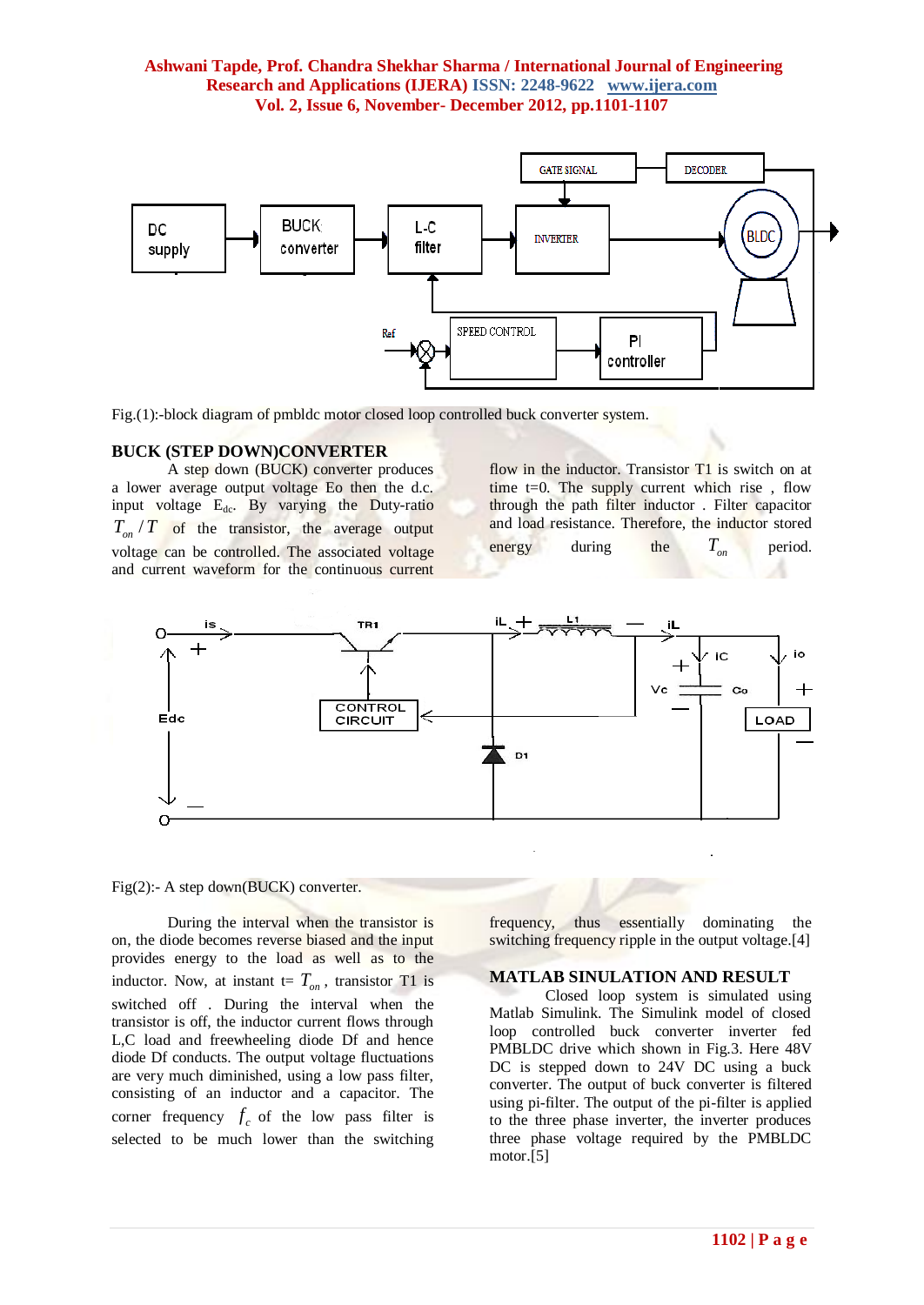Fig.(1):-block diagram of pmbldc motor closed loop controlled buck converter system.

## BUCK (STEP DOWN)CONVERTER

A step down (BUCK) converter produces a lower average output voltage Eo then the d.c. input voltage $E_{dc}$. By varying the Duty-ratio $T_{on}/T$ of the transistor, the average output voltage can be controlled. The associated voltage and current waveform for the continuous current flow in the inductor. Transistor T1 is switch on at time t=0. The supply current which rise , flow through the path filter inductor . Filter capacitor and load resistance. Therefore, the inductor stored energy during the $T_{on}$ period.

Fig(2):- A step down(BUCK) converter.

During the interval when the transistor is on, the diode becomes reverse biased and the input provides energy to the load as well as to the inductor. Now, at instant t= $T_{on}$ , transistor T1 is switched off . During the interval when the transistor is off, the inductor current flows through L,C load and freewheeling diode Df and hence diode Df conducts. The output voltage fluctuations are very much diminished, using a low pass filter, consisting of an inductor and a capacitor. The corner frequency $f_c$ of the low pass filter is selected to be much lower than the switching frequency, thus essentially dominating the switching frequency ripple in the output voltage.[4]

## MATLAB SINULATION AND RESULT

Closed loop system is simulated using Matlab Simulink. The Simulink model of closed loop controlled buck converter inverter fed PMBLDC drive which shown in Fig.3. Here 48V DC is stepped down to 24V DC using a buck converter. The output of buck converter is filtered using pi-filter. The output of the pi-filter is applied to the three phase inverter, the inverter produces three phase voltage required by the PMBLDC motor.[5]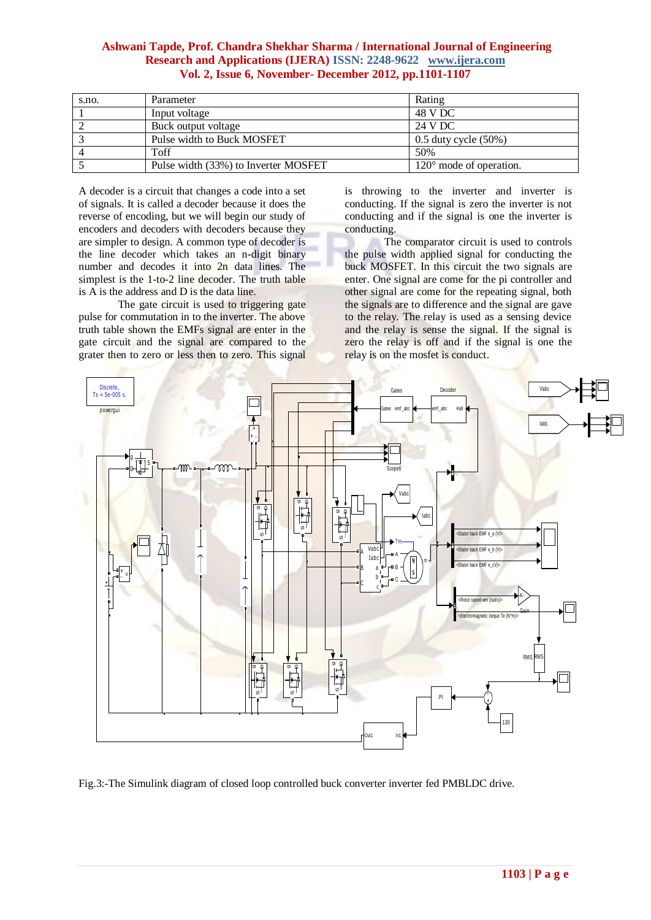| s.no. | Parameter | Rating |
|---|---|---|
| 1 | Input voltage | 48 V DC |
| 2 | Buck output voltage | 24 V DC |
| 3 | Pulse width to Buck MOSFET | 0.5 duty cycle (50%) |
| 4 | Toff | 50% |
| 5 | Pulse width (33%) to Inverter MOSFET | 120° mode of operation. |

A decoder is a circuit that changes a code into a set of signals. It is called a decoder because it does the reverse of encoding, but we will begin our study of encoders and decoders with decoders because they are simpler to design. A common type of decoder is the line decoder which takes an n-digit binary number and decodes it into 2n data lines. The simplest is the 1-to-2 line decoder. The truth table is A is the address and D is the data line.

The gate circuit is used to triggering gate pulse for commutation in to the inverter. The above truth table shown the EMFs signal are enter in the gate circuit and the signal are compared to the grater then to zero or less then to zero. This signal is throwing to the inverter and inverter is conducting. If the signal is zero the inverter is not conducting and if the signal is one the inverter is conducting.

The comparator circuit is used to controls the pulse width applied signal for conducting the buck MOSFET. In this circuit the two signals are enter. One signal are come for the pi controller and other signal are come for the repeating signal, both the signals are to difference and the signal are gave to the relay. The relay is used as a sensing device and the relay is sense the signal. If the signal is zero the relay is off and if the signal is one the relay is on the mosfet is conduct.

Discrete,
Ts = 5e-005 s.
powergui

Gates
Decoder
Gates emf_abc
emf_abc Hall
Vabc
Iabc
Scope6
Vabc
Iabc
Tm
m
Vabc
Iabc
A
B
C
a
b
c
N
S
<Stator back EMF e_a (V)>
<Stator back EMF e_b (V)>
<Stator back EMF e_c(V)>
<Rotor speed wm (rad/s)>
<Electromagnetic torque Te (N*m)>
-K-
Gain
RMS
PI
130
Out1
In1

Fig.3:-The Simulink diagram of closed loop controlled buck converter inverter fed PMBLDC drive.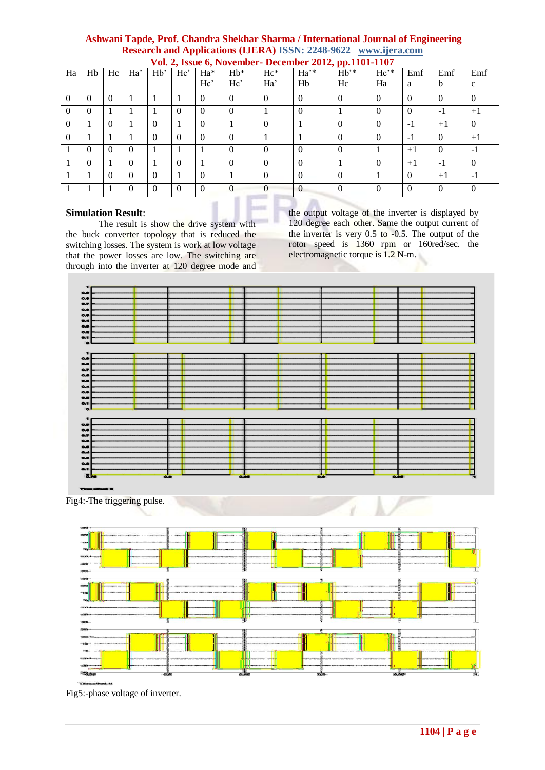| Ha | Hb | Hc | Ha' | Hb' | Hc' | Ha* Hc' | Hb* Hc' | Hc* Ha' | Ha'* Hb | Hb'* Hc | Hc'* Ha | Emf a | Emf b | Emf c |
|---|---|---|---|---|---|---|---|---|---|---|---|---|---|---|
| 0 | 0 | 0 | 1 | 1 | 1 | 0 | 0 | 0 | 0 | 0 | 0 | 0 | 0 | 0 |
| 0 | 0 | 1 | 1 | 1 | 0 | 0 | 0 | 1 | 0 | 1 | 0 | 0 | -1 | +1 |
| 0 | 1 | 0 | 1 | 0 | 1 | 0 | 1 | 0 | 1 | 0 | 0 | -1 | +1 | 0 |
| 0 | 1 | 1 | 1 | 0 | 0 | 0 | 0 | 1 | 1 | 0 | 0 | -1 | 0 | +1 |
| 1 | 0 | 0 | 0 | 1 | 1 | 1 | 0 | 0 | 0 | 0 | 1 | +1 | 0 | -1 |
| 1 | 0 | 1 | 0 | 1 | 0 | 1 | 0 | 0 | 0 | 1 | 0 | +1 | -1 | 0 |
| 1 | 1 | 0 | 0 | 0 | 1 | 0 | 1 | 0 | 0 | 0 | 1 | 0 | +1 | -1 |
| 1 | 1 | 1 | 0 | 0 | 0 | 0 | 0 | 0 | 0 | 0 | 0 | 0 | 0 | 0 |

**Simulation Result**:

The result is show the drive system with the buck converter topology that is reduced the switching losses. The system is work at low voltage that the power losses are low. The switching are through into the inverter at 120 degree mode and the output voltage of the inverter is displayed by 120 degree each other. Same the output current of the inverter is very 0.5 to -0.5. The output of the rotor speed is 1360 rpm or 160red/sec. the electromagnetic torque is 1.2 N-m.

Fig4:-The triggering pulse.

Fig5:-phase voltage of inverter.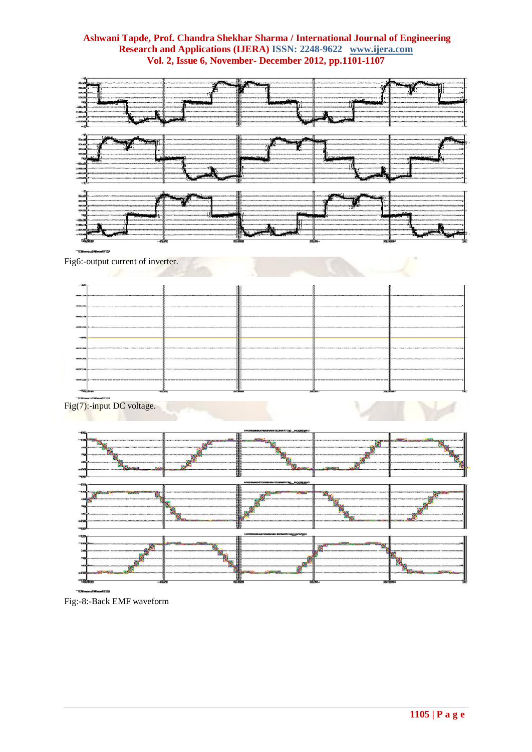Fig6:-output current of inverter.

Fig(7):-input DC voltage.

Fig:-8:-Back EMF waveform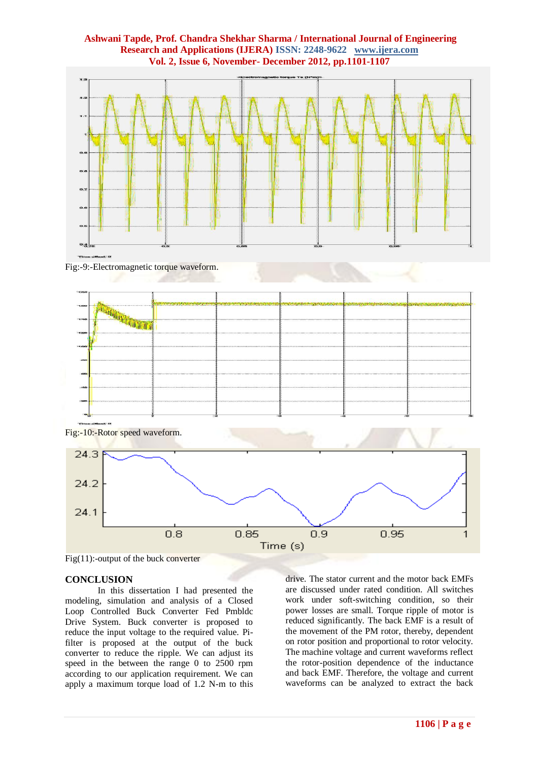Electromagnetic torque Te (N*m)

Time offset: 0

Fig:-9:-Electromagnetic torque waveform.

Time offset: 0

Fig:-10:-Rotor speed waveform.

24.3
24.2
24.1
0.8
0.85
0.9
0.95
1
Time (s)

Fig(11):-output of the buck converter

## CONCLUSION

In this dissertation I had presented the modeling, simulation and analysis of a Closed Loop Controlled Buck Converter Fed Pmbldc Drive System. Buck converter is proposed to reduce the input voltage to the required value. Pi-filter is proposed at the output of the buck converter to reduce the ripple. We can adjust its speed in the between the range 0 to 2500 rpm according to our application requirement. We can apply a maximum torque load of 1.2 N-m to this drive. The stator current and the motor back EMFs are discussed under rated condition. All switches work under soft-switching condition, so their power losses are small. Torque ripple of motor is reduced significantly. The back EMF is a result of the movement of the PM rotor, thereby, dependent on rotor position and proportional to rotor velocity. The machine voltage and current waveforms reflect the rotor-position dependence of the inductance and back EMF. Therefore, the voltage and current waveforms can be analyzed to extract the back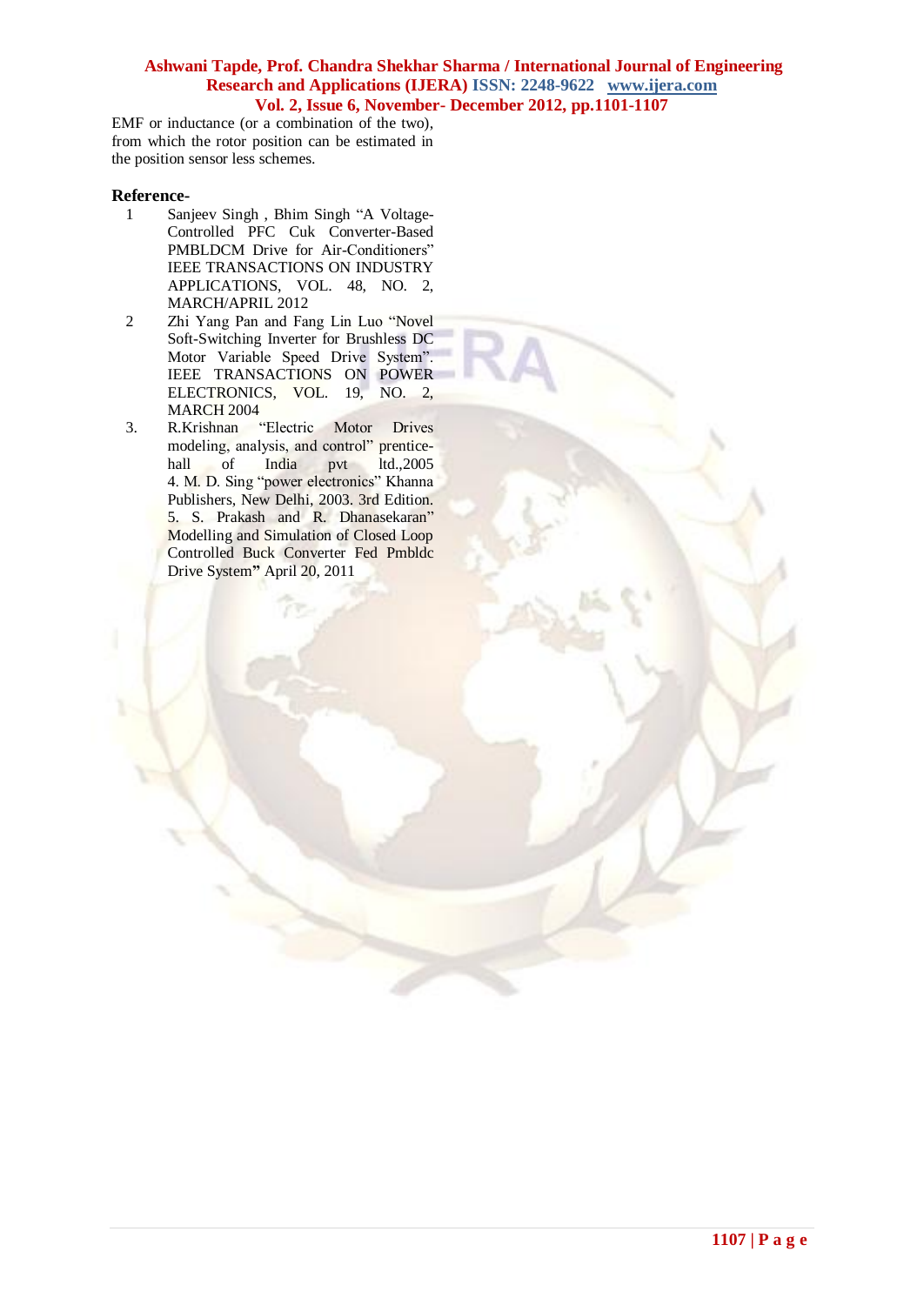EMF or inductance (or a combination of the two), from which the rotor position can be estimated in the position sensor less schemes.

## Reference-

1 Sanjeev Singh , Bhim Singh "A Voltage-Controlled PFC Cuk Converter-Based PMBLDCM Drive for Air-Conditioners" IEEE TRANSACTIONS ON INDUSTRY APPLICATIONS, VOL. 48, NO. 2, MARCH/APRIL 2012

2 Zhi Yang Pan and Fang Lin Luo "Novel Soft-Switching Inverter for Brushless DC Motor Variable Speed Drive System". IEEE TRANSACTIONS ON POWER ELECTRONICS, VOL. 19, NO. 2, MARCH 2004

3. R.Krishnan "Electric Motor Drives modeling, analysis, and control" prentice-hall of India pvt ltd.,2005
4. M. D. Sing "power electronics" Khanna Publishers, New Delhi, 2003. 3rd Edition.
5. S. Prakash and R. Dhanasekaran" Modelling and Simulation of Closed Loop Controlled Buck Converter Fed Pmbldc Drive System" April 20, 2011